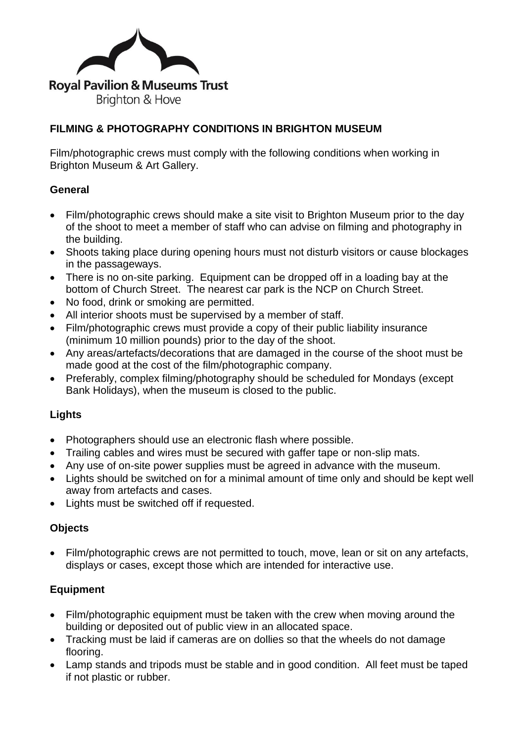Royal Pavilion & Museums Trust
Brighton & Hove

## FILMING & PHOTOGRAPHY CONDITIONS IN BRIGHTON MUSEUM

Film/photographic crews must comply with the following conditions when working in Brighton Museum & Art Gallery.

### General

- Film/photographic crews should make a site visit to Brighton Museum prior to the day of the shoot to meet a member of staff who can advise on filming and photography in the building.
- Shoots taking place during opening hours must not disturb visitors or cause blockages in the passageways.
- There is no on-site parking. Equipment can be dropped off in a loading bay at the bottom of Church Street. The nearest car park is the NCP on Church Street.
- No food, drink or smoking are permitted.
- All interior shoots must be supervised by a member of staff.
- Film/photographic crews must provide a copy of their public liability insurance (minimum 10 million pounds) prior to the day of the shoot.
- Any areas/artefacts/decorations that are damaged in the course of the shoot must be made good at the cost of the film/photographic company.
- Preferably, complex filming/photography should be scheduled for Mondays (except Bank Holidays), when the museum is closed to the public.

### Lights

- Photographers should use an electronic flash where possible.
- Trailing cables and wires must be secured with gaffer tape or non-slip mats.
- Any use of on-site power supplies must be agreed in advance with the museum.
- Lights should be switched on for a minimal amount of time only and should be kept well away from artefacts and cases.
- Lights must be switched off if requested.

### Objects

- Film/photographic crews are not permitted to touch, move, lean or sit on any artefacts, displays or cases, except those which are intended for interactive use.

### Equipment

- Film/photographic equipment must be taken with the crew when moving around the building or deposited out of public view in an allocated space.
- Tracking must be laid if cameras are on dollies so that the wheels do not damage flooring.
- Lamp stands and tripods must be stable and in good condition. All feet must be taped if not plastic or rubber.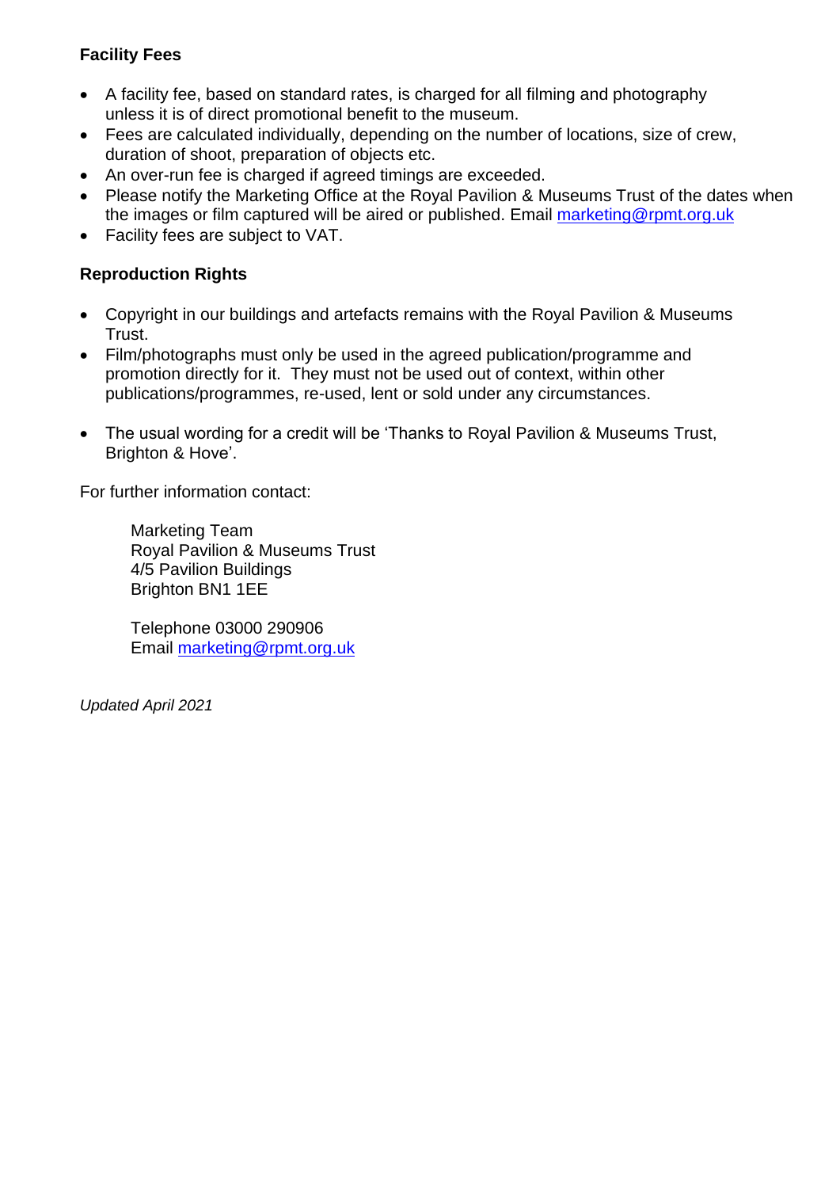**Facility Fees**

- A facility fee, based on standard rates, is charged for all filming and photography unless it is of direct promotional benefit to the museum.
- Fees are calculated individually, depending on the number of locations, size of crew, duration of shoot, preparation of objects etc.
- An over-run fee is charged if agreed timings are exceeded.
- Please notify the Marketing Office at the Royal Pavilion & Museums Trust of the dates when the images or film captured will be aired or published. Email marketing@rpmt.org.uk
- Facility fees are subject to VAT.

**Reproduction Rights**

- Copyright in our buildings and artefacts remains with the Royal Pavilion & Museums Trust.
- Film/photographs must only be used in the agreed publication/programme and promotion directly for it. They must not be used out of context, within other publications/programmes, re-used, lent or sold under any circumstances.
- The usual wording for a credit will be 'Thanks to Royal Pavilion & Museums Trust, Brighton & Hove'.

For further information contact:

Marketing Team
Royal Pavilion & Museums Trust
4/5 Pavilion Buildings
Brighton BN1 1EE

Telephone 03000 290906
Email marketing@rpmt.org.uk

*Updated April 2021*